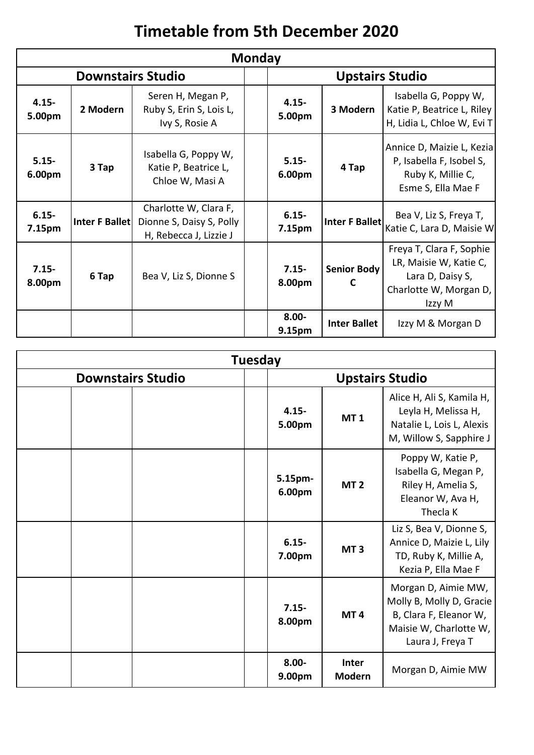# Timetable from 5th December 2020

| Monday | | | | | | |
|---|---|---|---|---|---|---|
| **Downstairs Studio** | | | | **Upstairs Studio** | | |
| **4.15-5.00pm** | **2 Modern** | Seren H, Megan P, Ruby S, Erin S, Lois L, Ivy S, Rosie A | | **4.15-5.00pm** | **3 Modern** | Isabella G, Poppy W, Katie P, Beatrice L, Riley H, Lidia L, Chloe W, Evi T |
| **5.15-6.00pm** | **3 Tap** | Isabella G, Poppy W, Katie P, Beatrice L, Chloe W, Masi A | | **5.15-6.00pm** | **4 Tap** | Annice D, Maizie L, Kezia P, Isabella F, Isobel S, Ruby K, Millie C, Esme S, Ella Mae F |
| **6.15-7.15pm** | **Inter F Ballet** | Charlotte W, Clara F, Dionne S, Daisy S, Polly H, Rebecca J, Lizzie J | | **6.15-7.15pm** | **Inter F Ballet** | Bea V, Liz S, Freya T, Katie C, Lara D, Maisie W |
| **7.15-8.00pm** | **6 Tap** | Bea V, Liz S, Dionne S | | **7.15-8.00pm** | **Senior Body C** | Freya T, Clara F, Sophie LR, Maisie W, Katie C, Lara D, Daisy S, Charlotte W, Morgan D, Izzy M |
| | | | | **8.00-9.15pm** | **Inter Ballet** | Izzy M & Morgan D |

| Tuesday | | | | | | |
|---|---|---|---|---|---|---|
| **Downstairs Studio** | | | | **Upstairs Studio** | | |
| | | | | **4.15-5.00pm** | **MT 1** | Alice H, Ali S, Kamila H, Leyla H, Melissa H, Natalie L, Lois L, Alexis M, Willow S, Sapphire J |
| | | | | **5.15pm-6.00pm** | **MT 2** | Poppy W, Katie P, Isabella G, Megan P, Riley H, Amelia S, Eleanor W, Ava H, Thecla K |
| | | | | **6.15-7.00pm** | **MT 3** | Liz S, Bea V, Dionne S, Annice D, Maizie L, Lily TD, Ruby K, Millie A, Kezia P, Ella Mae F |
| | | | | **7.15-8.00pm** | **MT 4** | Morgan D, Aimie MW, Molly B, Molly D, Gracie B, Clara F, Eleanor W, Maisie W, Charlotte W, Laura J, Freya T |
| | | | | **8.00-9.00pm** | **Inter Modern** | Morgan D, Aimie MW |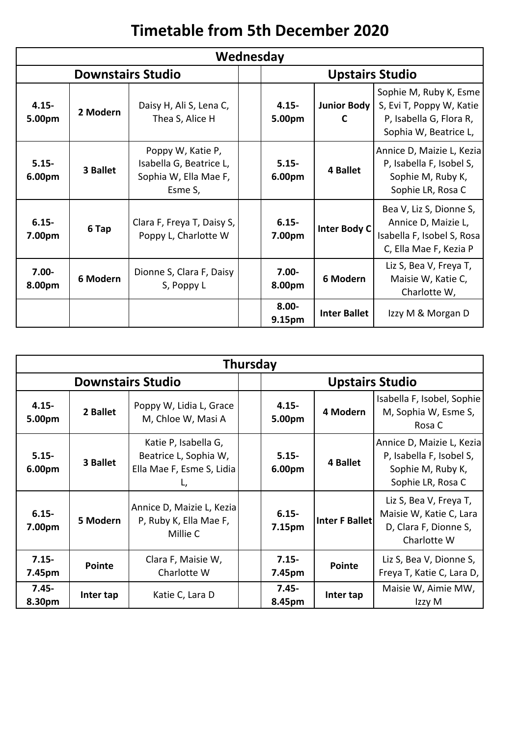# Timetable from 5th December 2020

| Wednesday | | | | | | |
|---|---|---|---|---|---|---|
| **Downstairs Studio** | | | | **Upstairs Studio** | | |
| **4.15-5.00pm** | **2 Modern** | Daisy H, Ali S, Lena C, Thea S, Alice H | | **4.15-5.00pm** | **Junior Body C** | Sophie M, Ruby K, Esme S, Evi T, Poppy W, Katie P, Isabella G, Flora R, Sophia W, Beatrice L, |
| **5.15-6.00pm** | **3 Ballet** | Poppy W, Katie P, Isabella G, Beatrice L, Sophia W, Ella Mae F, Esme S, | | **5.15-6.00pm** | **4 Ballet** | Annice D, Maizie L, Kezia P, Isabella F, Isobel S, Sophie M, Ruby K, Sophie LR, Rosa C |
| **6.15-7.00pm** | **6 Tap** | Clara F, Freya T, Daisy S, Poppy L, Charlotte W | | **6.15-7.00pm** | **Inter Body C** | Bea V, Liz S, Dionne S, Annice D, Maizie L, Isabella F, Isobel S, Rosa C, Ella Mae F, Kezia P |
| **7.00-8.00pm** | **6 Modern** | Dionne S, Clara F, Daisy S, Poppy L | | **7.00-8.00pm** | **6 Modern** | Liz S, Bea V, Freya T, Maisie W, Katie C, Charlotte W, |
| | | | | **8.00-9.15pm** | **Inter Ballet** | Izzy M & Morgan D |

| Thursday | | | | | | |
|---|---|---|---|---|---|---|
| **Downstairs Studio** | | | | **Upstairs Studio** | | |
| **4.15-5.00pm** | **2 Ballet** | Poppy W, Lidia L, Grace M, Chloe W, Masi A | | **4.15-5.00pm** | **4 Modern** | Isabella F, Isobel, Sophie M, Sophia W, Esme S, Rosa C |
| **5.15-6.00pm** | **3 Ballet** | Katie P, Isabella G, Beatrice L, Sophia W, Ella Mae F, Esme S, Lidia L, | | **5.15-6.00pm** | **4 Ballet** | Annice D, Maizie L, Kezia P, Isabella F, Isobel S, Sophie M, Ruby K, Sophie LR, Rosa C |
| **6.15-7.00pm** | **5 Modern** | Annice D, Maizie L, Kezia P, Ruby K, Ella Mae F, Millie C | | **6.15-7.15pm** | **Inter F Ballet** | Liz S, Bea V, Freya T, Maisie W, Katie C, Lara D, Clara F, Dionne S, Charlotte W |
| **7.15-7.45pm** | **Pointe** | Clara F, Maisie W, Charlotte W | | **7.15-7.45pm** | **Pointe** | Liz S, Bea V, Dionne S, Freya T, Katie C, Lara D, |
| **7.45-8.30pm** | **Inter tap** | Katie C, Lara D | | **7.45-8.45pm** | **Inter tap** | Maisie W, Aimie MW, Izzy M |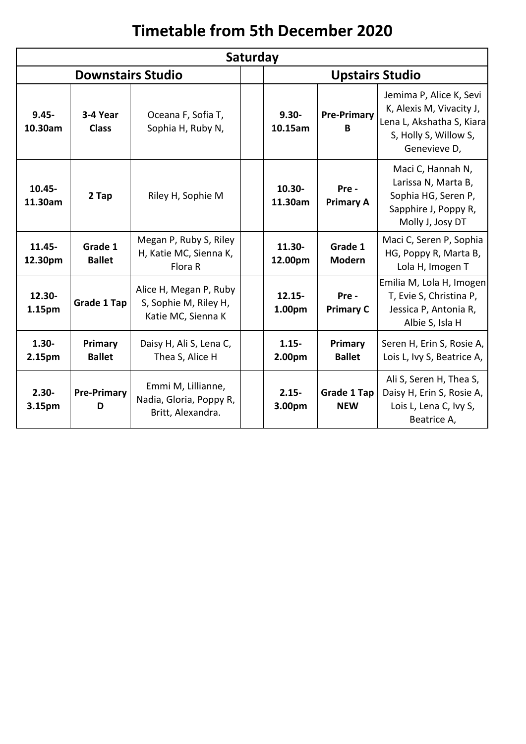# Timetable from 5th December 2020

| Saturday | | | | | | |
|---|---|---|---|---|---|---|
| **Downstairs Studio** | | | | **Upstairs Studio** | | |
| **9.45-10.30am** | **3-4 Year Class** | Oceana F, Sofia T, Sophia H, Ruby N, | | **9.30-10.15am** | **Pre-Primary B** | Jemima P, Alice K, Sevi K, Alexis M, Vivacity J, Lena L, Akshatha S, Kiara S, Holly S, Willow S, Genevieve D, |
| **10.45-11.30am** | **2 Tap** | Riley H, Sophie M | | **10.30-11.30am** | **Pre - Primary A** | Maci C, Hannah N, Larissa N, Marta B, Sophia HG, Seren P, Sapphire J, Poppy R, Molly J, Josy DT |
| **11.45-12.30pm** | **Grade 1 Ballet** | Megan P, Ruby S, Riley H, Katie MC, Sienna K, Flora R | | **11.30-12.00pm** | **Grade 1 Modern** | Maci C, Seren P, Sophia HG, Poppy R, Marta B, Lola H, Imogen T |
| **12.30-1.15pm** | **Grade 1 Tap** | Alice H, Megan P, Ruby S, Sophie M, Riley H, Katie MC, Sienna K | | **12.15-1.00pm** | **Pre - Primary C** | Emilia M, Lola H, Imogen T, Evie S, Christina P, Jessica P, Antonia R, Albie S, Isla H |
| **1.30-2.15pm** | **Primary Ballet** | Daisy H, Ali S, Lena C, Thea S, Alice H | | **1.15-2.00pm** | **Primary Ballet** | Seren H, Erin S, Rosie A, Lois L, Ivy S, Beatrice A, |
| **2.30-3.15pm** | **Pre-Primary D** | Emmi M, Lillianne, Nadia, Gloria, Poppy R, Britt, Alexandra. | | **2.15-3.00pm** | **Grade 1 Tap NEW** | Ali S, Seren H, Thea S, Daisy H, Erin S, Rosie A, Lois L, Lena C, Ivy S, Beatrice A, |